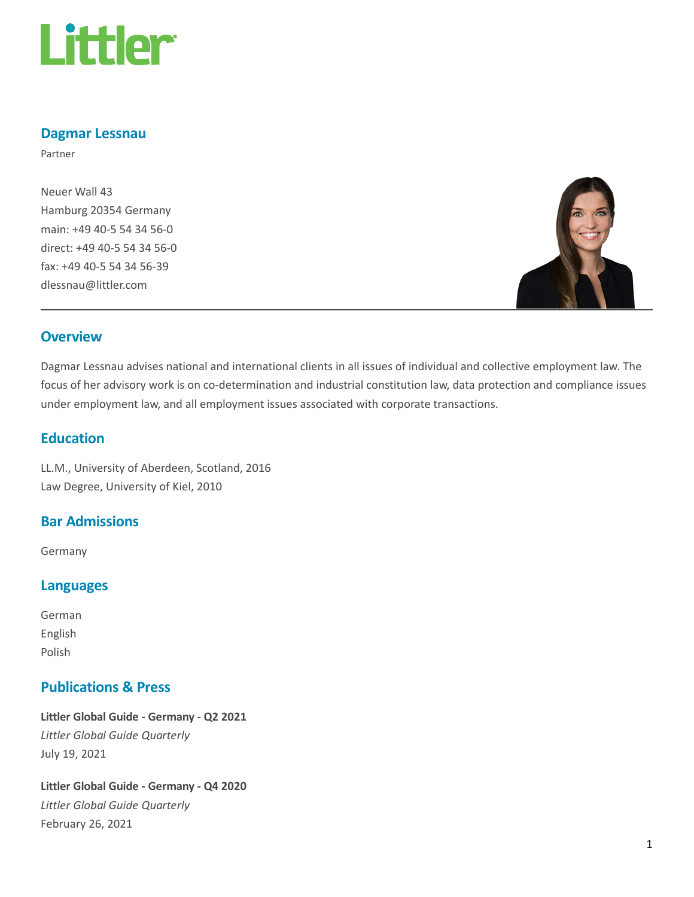# Littler

## Dagmar Lessnau

Partner

Neuer Wall 43
Hamburg 20354 Germany
main: +49 40-5 54 34 56-0
direct: +49 40-5 54 34 56-0
fax: +49 40-5 54 34 56-39
dlessnau@littler.com

---

## Overview

Dagmar Lessnau advises national and international clients in all issues of individual and collective employment law. The focus of her advisory work is on co-determination and industrial constitution law, data protection and compliance issues under employment law, and all employment issues associated with corporate transactions.

## Education

LL.M., University of Aberdeen, Scotland, 2016
Law Degree, University of Kiel, 2010

## Bar Admissions

Germany

## Languages

German
English
Polish

## Publications & Press

**Littler Global Guide - Germany - Q2 2021**
*Littler Global Guide Quarterly*
July 19, 2021

**Littler Global Guide - Germany - Q4 2020**
*Littler Global Guide Quarterly*
February 26, 2021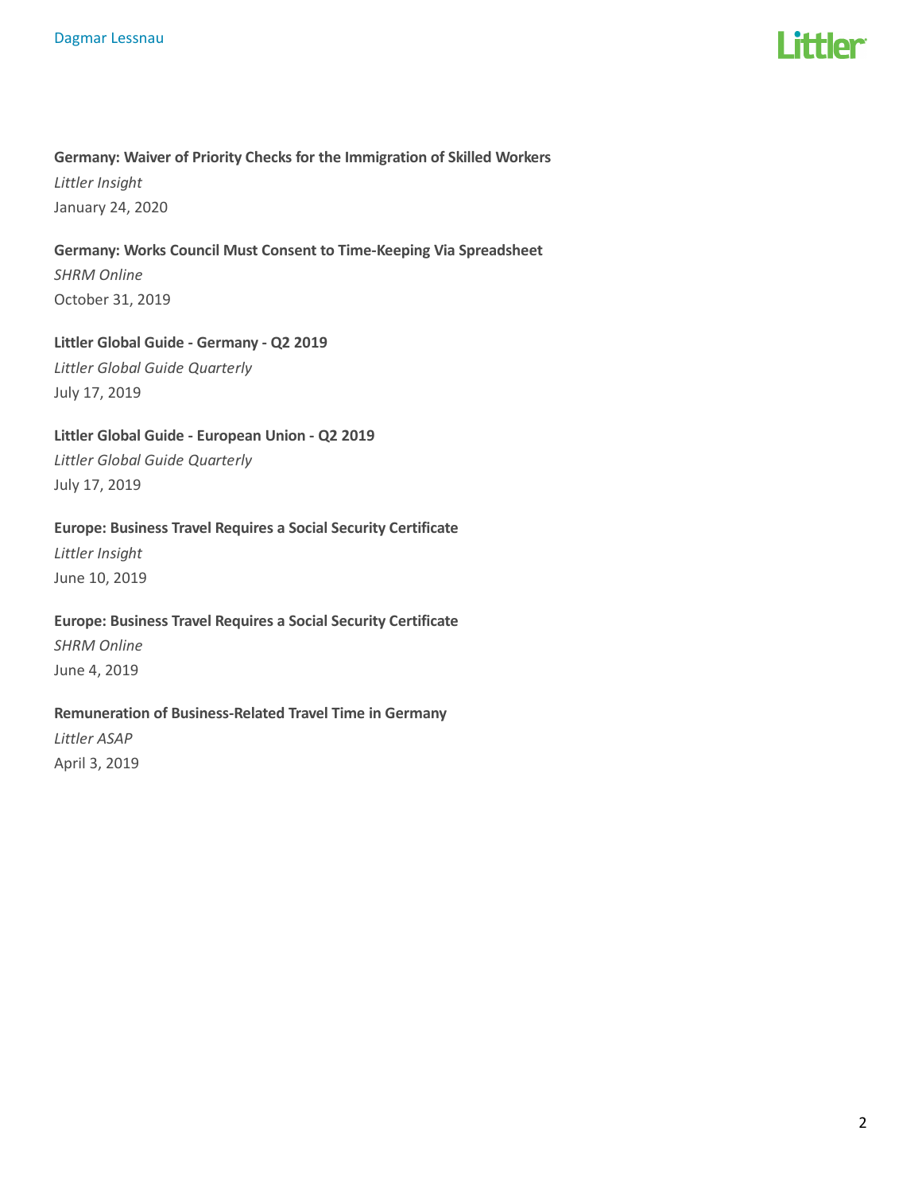**Germany: Waiver of Priority Checks for the Immigration of Skilled Workers**
*Littler Insight*
January 24, 2020

**Germany: Works Council Must Consent to Time-Keeping Via Spreadsheet**
*SHRM Online*
October 31, 2019

**Littler Global Guide - Germany - Q2 2019**
*Littler Global Guide Quarterly*
July 17, 2019

**Littler Global Guide - European Union - Q2 2019**
*Littler Global Guide Quarterly*
July 17, 2019

**Europe: Business Travel Requires a Social Security Certificate**
*Littler Insight*
June 10, 2019

**Europe: Business Travel Requires a Social Security Certificate**
*SHRM Online*
June 4, 2019

**Remuneration of Business-Related Travel Time in Germany**
*Littler ASAP*
April 3, 2019